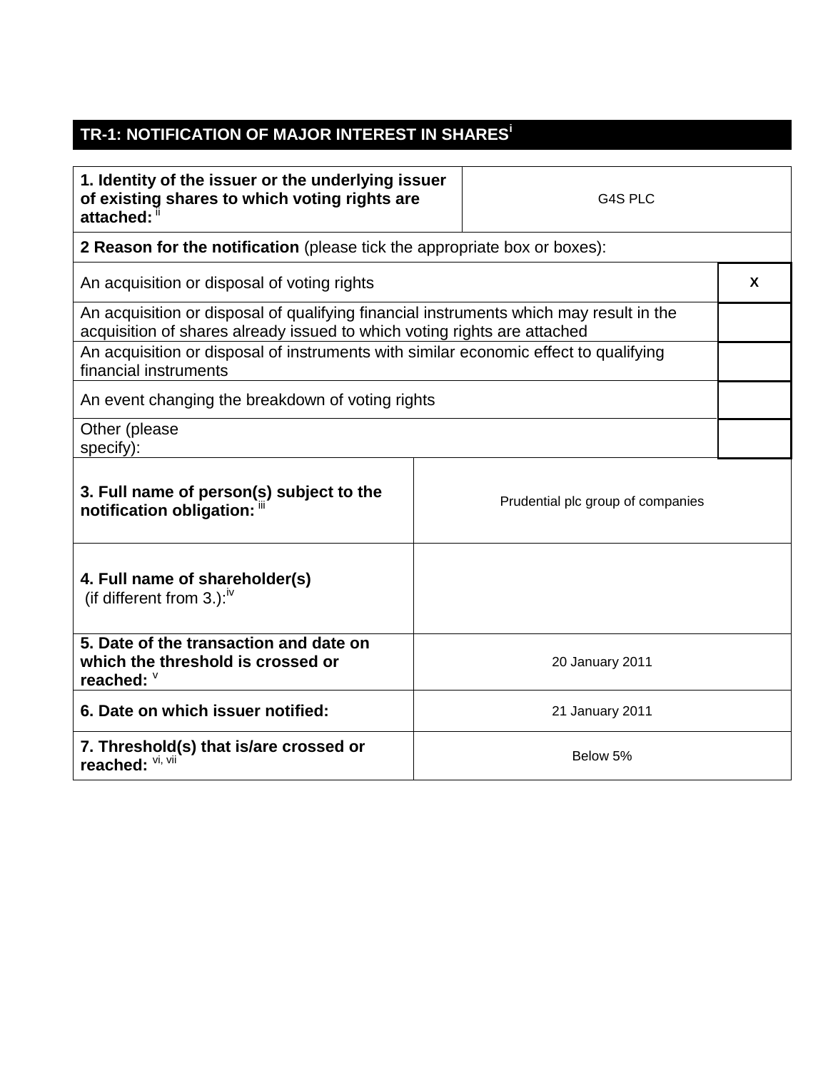## TR-1: NOTIFICATION OF MAJOR INTEREST IN SHARES[i]

| **1. Identity of the issuer or the underlying issuer of existing shares to which voting rights are attached:** [ii] | G4S PLC |
|---|---|
| **2 Reason for the notification** (please tick the appropriate box or boxes): | |
| An acquisition or disposal of voting rights | X |
| An acquisition or disposal of qualifying financial instruments which may result in the acquisition of shares already issued to which voting rights are attached | |
| An acquisition or disposal of instruments with similar economic effect to qualifying financial instruments | |
| An event changing the breakdown of voting rights | |
| Other (please specify): | |
| **3. Full name of person(s) subject to the notification obligation:** [iii] | Prudential plc group of companies |
| **4. Full name of shareholder(s)** (if different from 3.):[iv] | |
| **5. Date of the transaction and date on which the threshold is crossed or reached:** [v] | 20 January 2011 |
| **6. Date on which issuer notified:** | 21 January 2011 |
| **7. Threshold(s) that is/are crossed or reached:** [vi, vii] | Below 5% |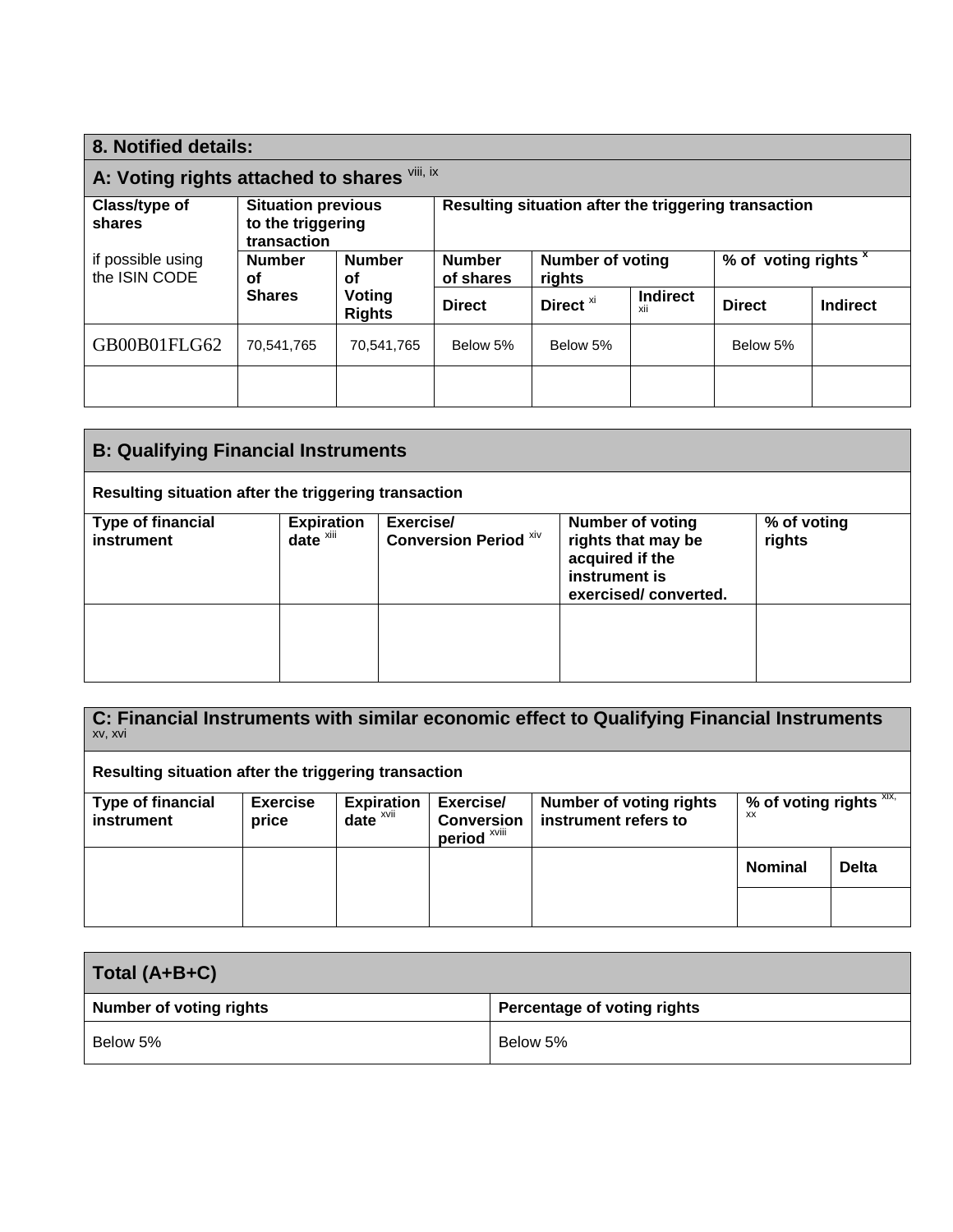## 8. Notified details:

### A: Voting rights attached to shares [viii, ix]

| Class/type of shares if possible using the ISIN CODE | Situation previous to the triggering transaction | | Resulting situation after the triggering transaction | | | | |
|---|---|---|---|---|---|---|---|
| | Number of Shares | Number of Voting Rights | Number of shares | Number of voting rights | | % of voting rights [x] | |
| | | | Direct | Direct [xi] | Indirect [xii] | Direct | Indirect |
| GB00B01FLG62 | 70,541,765 | 70,541,765 | Below 5% | Below 5% | | Below 5% | |
| | | | | | | | |

### B: Qualifying Financial Instruments

**Resulting situation after the triggering transaction**

| Type of financial instrument | Expiration date [xiii] | Exercise/ Conversion Period [xiv] | Number of voting rights that may be acquired if the instrument is exercised/ converted. | % of voting rights |
|---|---|---|---|---|
| | | | | |

### C: Financial Instruments with similar economic effect to Qualifying Financial Instruments [xv, xvi]

**Resulting situation after the triggering transaction**

| Type of financial instrument | Exercise price | Expiration date [xvii] | Exercise/ Conversion period [xviii] | Number of voting rights instrument refers to | % of voting rights [xix, xx] | |
|---|---|---|---|---|---|---|
| | | | | | Nominal | Delta |
| | | | | | | |

### Total (A+B+C)

| Number of voting rights | Percentage of voting rights |
|---|---|
| Below 5% | Below 5% |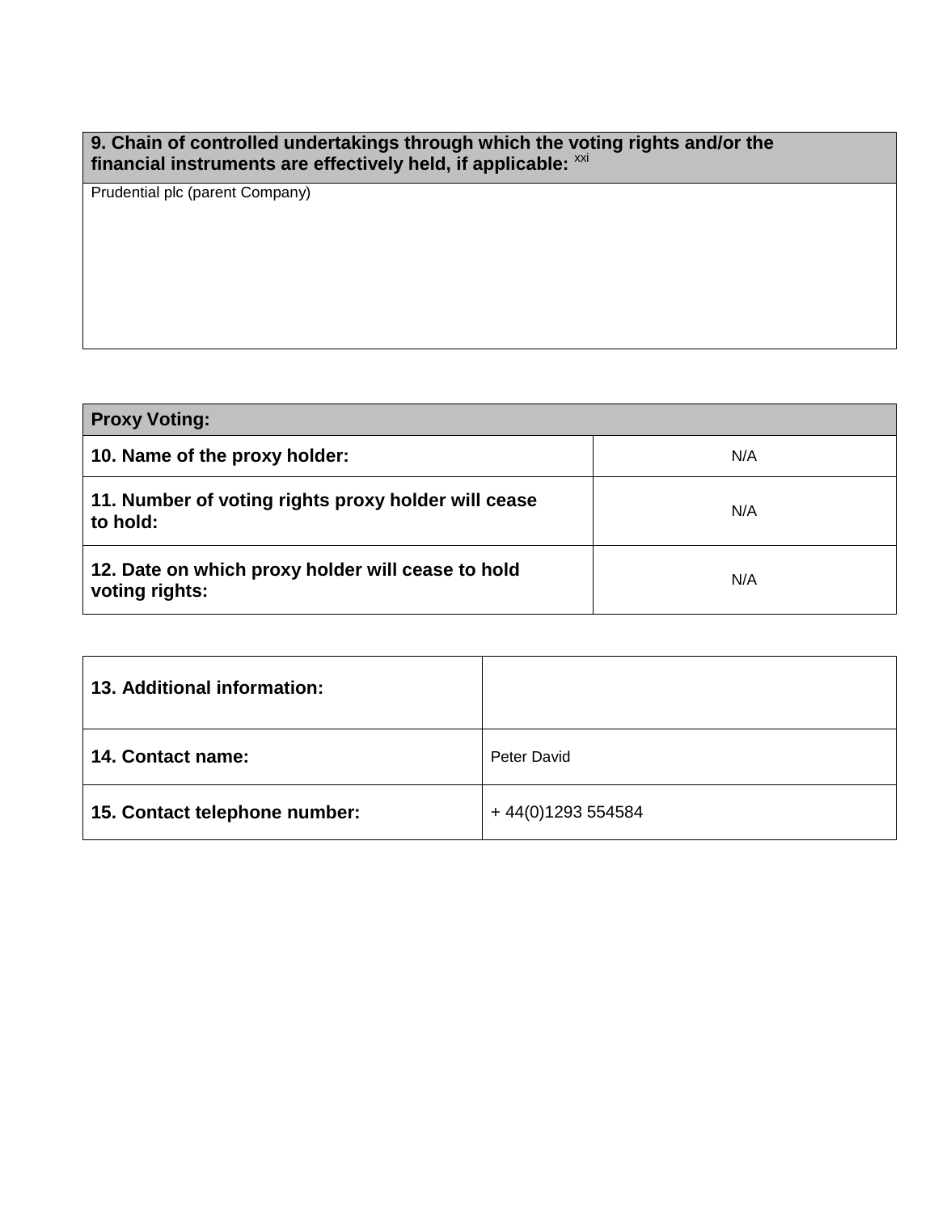| 9. Chain of controlled undertakings through which the voting rights and/or the financial instruments are effectively held, if applicable: [xxi] |
| --- |
| Prudential plc (parent Company) |

| Proxy Voting: | |
| --- | --- |
| **10. Name of the proxy holder:** | N/A |
| **11. Number of voting rights proxy holder will cease to hold:** | N/A |
| **12. Date on which proxy holder will cease to hold voting rights:** | N/A |

| | |
| --- | --- |
| **13. Additional information:** | |
| **14. Contact name:** | Peter David |
| **15. Contact telephone number:** | + 44(0)1293 554584 |